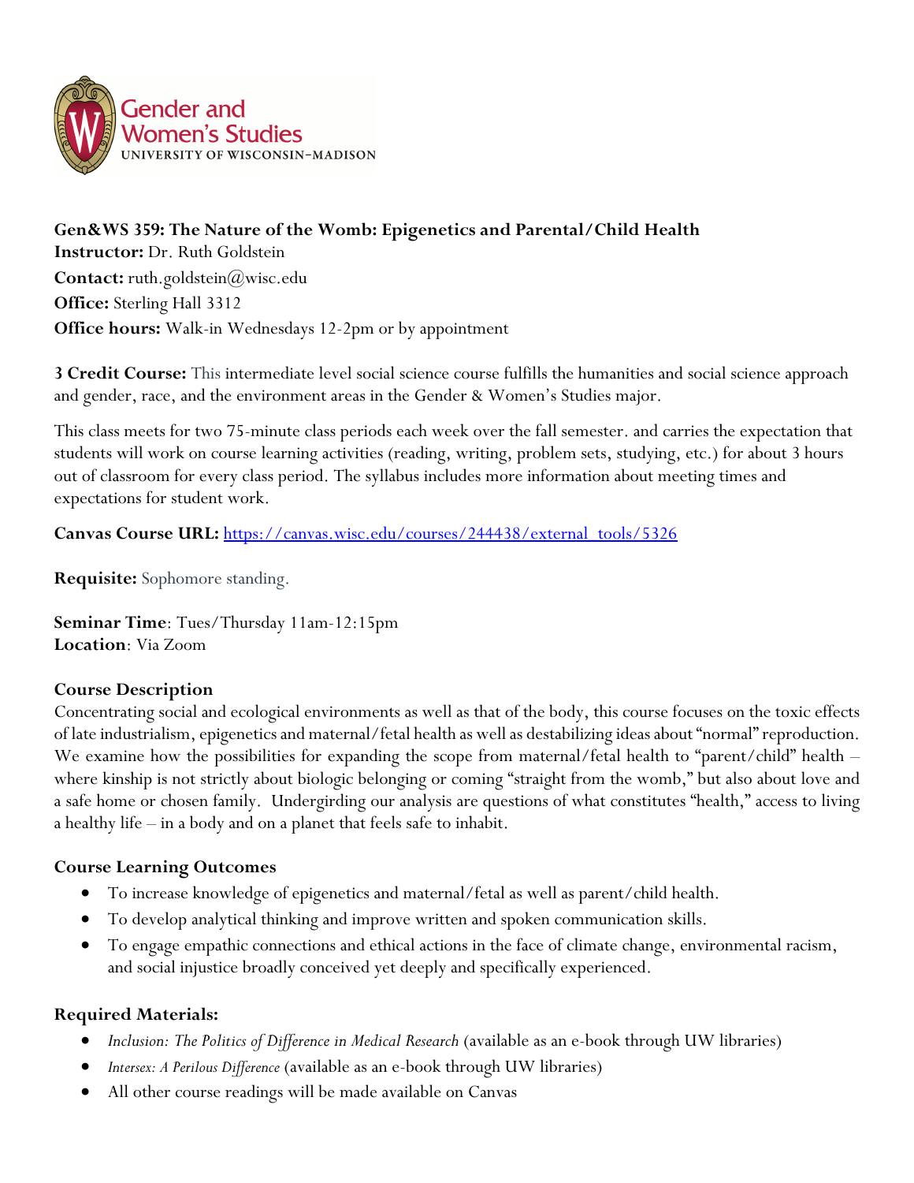Gender and Women's Studies
UNIVERSITY OF WISCONSIN–MADISON

**Gen&WS 359: The Nature of the Womb: Epigenetics and Parental/Child Health**
**Instructor:** Dr. Ruth Goldstein
**Contact:** ruth.goldstein@wisc.edu
**Office:** Sterling Hall 3312
**Office hours:** Walk-in Wednesdays 12-2pm or by appointment

**3 Credit Course:** This intermediate level social science course fulfills the humanities and social science approach and gender, race, and the environment areas in the Gender & Women's Studies major.

This class meets for two 75-minute class periods each week over the fall semester. and carries the expectation that students will work on course learning activities (reading, writing, problem sets, studying, etc.) for about 3 hours out of classroom for every class period. The syllabus includes more information about meeting times and expectations for student work.

**Canvas Course URL:** [https://canvas.wisc.edu/courses/244438/external_tools/5326](https://canvas.wisc.edu/courses/244438/external_tools/5326)

**Requisite:** Sophomore standing.

**Seminar Time**: Tues/Thursday 11am-12:15pm
**Location**: Via Zoom

### Course Description

Concentrating social and ecological environments as well as that of the body, this course focuses on the toxic effects of late industrialism, epigenetics and maternal/fetal health as well as destabilizing ideas about "normal" reproduction. We examine how the possibilities for expanding the scope from maternal/fetal health to "parent/child" health – where kinship is not strictly about biologic belonging or coming "straight from the womb," but also about love and a safe home or chosen family. Undergirding our analysis are questions of what constitutes "health," access to living a healthy life – in a body and on a planet that feels safe to inhabit.

### Course Learning Outcomes

- To increase knowledge of epigenetics and maternal/fetal as well as parent/child health.
- To develop analytical thinking and improve written and spoken communication skills.
- To engage empathic connections and ethical actions in the face of climate change, environmental racism, and social injustice broadly conceived yet deeply and specifically experienced.

### Required Materials:

- *Inclusion: The Politics of Difference in Medical Research* (available as an e-book through UW libraries)
- *Intersex: A Perilous Difference* (available as an e-book through UW libraries)
- All other course readings will be made available on Canvas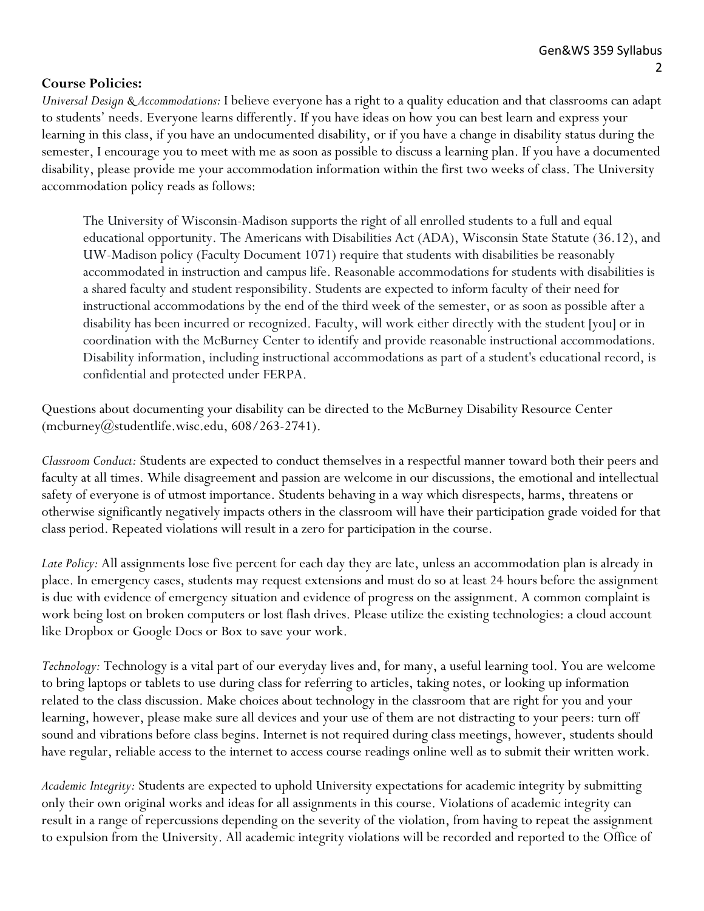**Course Policies:**

*Universal Design & Accommodations:* I believe everyone has a right to a quality education and that classrooms can adapt to students' needs. Everyone learns differently. If you have ideas on how you can best learn and express your learning in this class, if you have an undocumented disability, or if you have a change in disability status during the semester, I encourage you to meet with me as soon as possible to discuss a learning plan. If you have a documented disability, please provide me your accommodation information within the first two weeks of class. The University accommodation policy reads as follows:

> The University of Wisconsin-Madison supports the right of all enrolled students to a full and equal educational opportunity. The Americans with Disabilities Act (ADA), Wisconsin State Statute (36.12), and UW-Madison policy (Faculty Document 1071) require that students with disabilities be reasonably accommodated in instruction and campus life. Reasonable accommodations for students with disabilities is a shared faculty and student responsibility. Students are expected to inform faculty of their need for instructional accommodations by the end of the third week of the semester, or as soon as possible after a disability has been incurred or recognized. Faculty, will work either directly with the student [you] or in coordination with the McBurney Center to identify and provide reasonable instructional accommodations. Disability information, including instructional accommodations as part of a student's educational record, is confidential and protected under FERPA.

Questions about documenting your disability can be directed to the McBurney Disability Resource Center (mcburney@studentlife.wisc.edu, 608/263-2741).

*Classroom Conduct:* Students are expected to conduct themselves in a respectful manner toward both their peers and faculty at all times. While disagreement and passion are welcome in our discussions, the emotional and intellectual safety of everyone is of utmost importance. Students behaving in a way which disrespects, harms, threatens or otherwise significantly negatively impacts others in the classroom will have their participation grade voided for that class period. Repeated violations will result in a zero for participation in the course.

*Late Policy:* All assignments lose five percent for each day they are late, unless an accommodation plan is already in place. In emergency cases, students may request extensions and must do so at least 24 hours before the assignment is due with evidence of emergency situation and evidence of progress on the assignment. A common complaint is work being lost on broken computers or lost flash drives. Please utilize the existing technologies: a cloud account like Dropbox or Google Docs or Box to save your work.

*Technology:* Technology is a vital part of our everyday lives and, for many, a useful learning tool. You are welcome to bring laptops or tablets to use during class for referring to articles, taking notes, or looking up information related to the class discussion. Make choices about technology in the classroom that are right for you and your learning, however, please make sure all devices and your use of them are not distracting to your peers: turn off sound and vibrations before class begins. Internet is not required during class meetings, however, students should have regular, reliable access to the internet to access course readings online well as to submit their written work.

*Academic Integrity:* Students are expected to uphold University expectations for academic integrity by submitting only their own original works and ideas for all assignments in this course. Violations of academic integrity can result in a range of repercussions depending on the severity of the violation, from having to repeat the assignment to expulsion from the University. All academic integrity violations will be recorded and reported to the Office of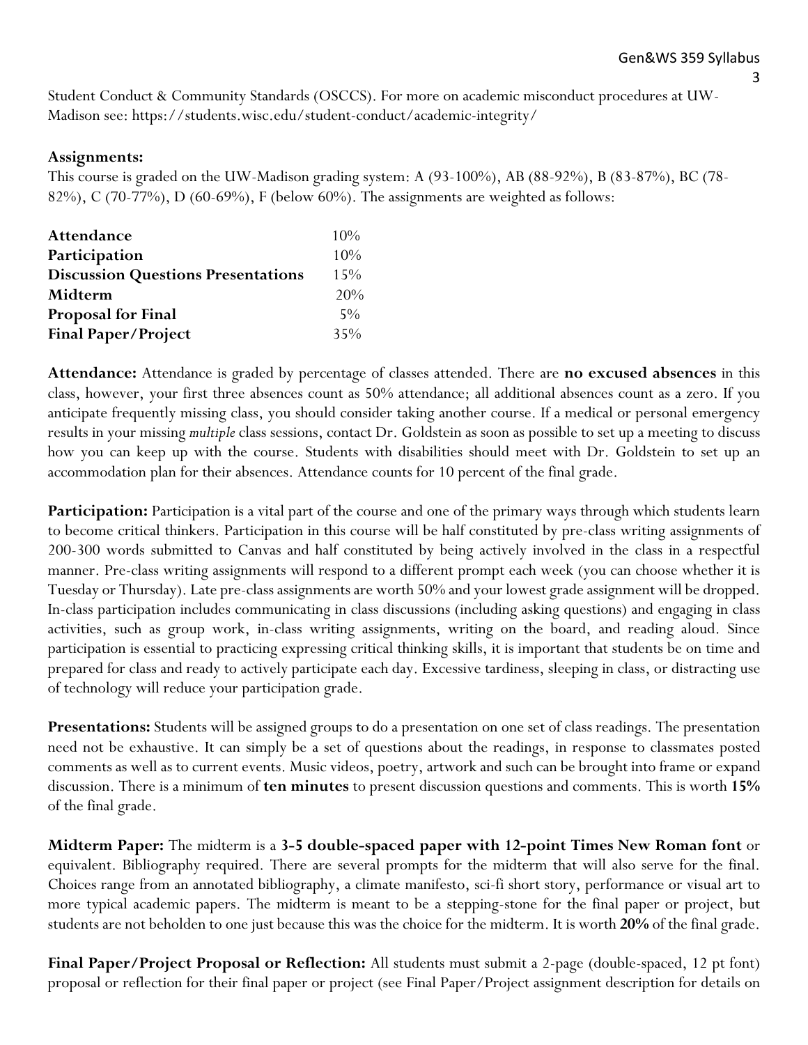Student Conduct & Community Standards (OSCCS). For more on academic misconduct procedures at UW-Madison see: https://students.wisc.edu/student-conduct/academic-integrity/

**Assignments:**
This course is graded on the UW-Madison grading system: A (93-100%), AB (88-92%), B (83-87%), BC (78-82%), C (70-77%), D (60-69%), F (below 60%). The assignments are weighted as follows:

| | |
|---|---|
| **Attendance** | 10% |
| **Participation** | 10% |
| **Discussion Questions Presentations** | 15% |
| **Midterm** | 20% |
| **Proposal for Final** | 5% |
| **Final Paper/Project** | 35% |

**Attendance:** Attendance is graded by percentage of classes attended. There are **no excused absences** in this class, however, your first three absences count as 50% attendance; all additional absences count as a zero. If you anticipate frequently missing class, you should consider taking another course. If a medical or personal emergency results in your missing *multiple* class sessions, contact Dr. Goldstein as soon as possible to set up a meeting to discuss how you can keep up with the course. Students with disabilities should meet with Dr. Goldstein to set up an accommodation plan for their absences. Attendance counts for 10 percent of the final grade.

**Participation:** Participation is a vital part of the course and one of the primary ways through which students learn to become critical thinkers. Participation in this course will be half constituted by pre-class writing assignments of 200-300 words submitted to Canvas and half constituted by being actively involved in the class in a respectful manner. Pre-class writing assignments will respond to a different prompt each week (you can choose whether it is Tuesday or Thursday). Late pre-class assignments are worth 50% and your lowest grade assignment will be dropped. In-class participation includes communicating in class discussions (including asking questions) and engaging in class activities, such as group work, in-class writing assignments, writing on the board, and reading aloud. Since participation is essential to practicing expressing critical thinking skills, it is important that students be on time and prepared for class and ready to actively participate each day. Excessive tardiness, sleeping in class, or distracting use of technology will reduce your participation grade.

**Presentations:** Students will be assigned groups to do a presentation on one set of class readings. The presentation need not be exhaustive. It can simply be a set of questions about the readings, in response to classmates posted comments as well as to current events. Music videos, poetry, artwork and such can be brought into frame or expand discussion. There is a minimum of **ten minutes** to present discussion questions and comments. This is worth **15%** of the final grade.

**Midterm Paper:** The midterm is a **3-5 double-spaced paper with 12-point Times New Roman font** or equivalent. Bibliography required. There are several prompts for the midterm that will also serve for the final. Choices range from an annotated bibliography, a climate manifesto, sci-fi short story, performance or visual art to more typical academic papers. The midterm is meant to be a stepping-stone for the final paper or project, but students are not beholden to one just because this was the choice for the midterm. It is worth **20%** of the final grade.

**Final Paper/Project Proposal or Reflection:** All students must submit a 2-page (double-spaced, 12 pt font) proposal or reflection for their final paper or project (see Final Paper/Project assignment description for details on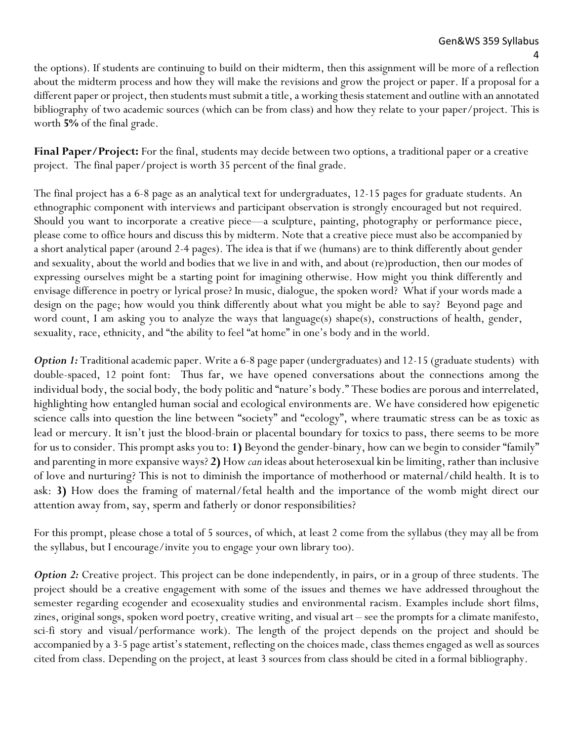the options). If students are continuing to build on their midterm, then this assignment will be more of a reflection about the midterm process and how they will make the revisions and grow the project or paper. If a proposal for a different paper or project, then students must submit a title, a working thesis statement and outline with an annotated bibliography of two academic sources (which can be from class) and how they relate to your paper/project. This is worth **5%** of the final grade.

**Final Paper/Project:** For the final, students may decide between two options, a traditional paper or a creative project. The final paper/project is worth 35 percent of the final grade.

The final project has a 6-8 page as an analytical text for undergraduates, 12-15 pages for graduate students. An ethnographic component with interviews and participant observation is strongly encouraged but not required. Should you want to incorporate a creative piece—a sculpture, painting, photography or performance piece, please come to office hours and discuss this by midterm. Note that a creative piece must also be accompanied by a short analytical paper (around 2-4 pages). The idea is that if we (humans) are to think differently about gender and sexuality, about the world and bodies that we live in and with, and about (re)production, then our modes of expressing ourselves might be a starting point for imagining otherwise. How might you think differently and envisage difference in poetry or lyrical prose? In music, dialogue, the spoken word? What if your words made a design on the page; how would you think differently about what you might be able to say? Beyond page and word count, I am asking you to analyze the ways that language(s) shape(s), constructions of health, gender, sexuality, race, ethnicity, and "the ability to feel "at home" in one's body and in the world.

***Option 1:*** Traditional academic paper. Write a 6-8 page paper (undergraduates) and 12-15 (graduate students) with double-spaced, 12 point font: Thus far, we have opened conversations about the connections among the individual body, the social body, the body politic and "nature's body." These bodies are porous and interrelated, highlighting how entangled human social and ecological environments are. We have considered how epigenetic science calls into question the line between "society" and "ecology", where traumatic stress can be as toxic as lead or mercury. It isn't just the blood-brain or placental boundary for toxics to pass, there seems to be more for us to consider. This prompt asks you to: **1)** Beyond the gender-binary, how can we begin to consider "family" and parenting in more expansive ways? **2)** How *can* ideas about heterosexual kin be limiting, rather than inclusive of love and nurturing? This is not to diminish the importance of motherhood or maternal/child health. It is to ask: **3)** How does the framing of maternal/fetal health and the importance of the womb might direct our attention away from, say, sperm and fatherly or donor responsibilities?

For this prompt, please chose a total of 5 sources, of which, at least 2 come from the syllabus (they may all be from the syllabus, but I encourage/invite you to engage your own library too).

***Option 2:*** Creative project. This project can be done independently, in pairs, or in a group of three students. The project should be a creative engagement with some of the issues and themes we have addressed throughout the semester regarding ecogender and ecosexuality studies and environmental racism. Examples include short films, zines, original songs, spoken word poetry, creative writing, and visual art – see the prompts for a climate manifesto, sci-fi story and visual/performance work). The length of the project depends on the project and should be accompanied by a 3-5 page artist's statement, reflecting on the choices made, class themes engaged as well as sources cited from class. Depending on the project, at least 3 sources from class should be cited in a formal bibliography.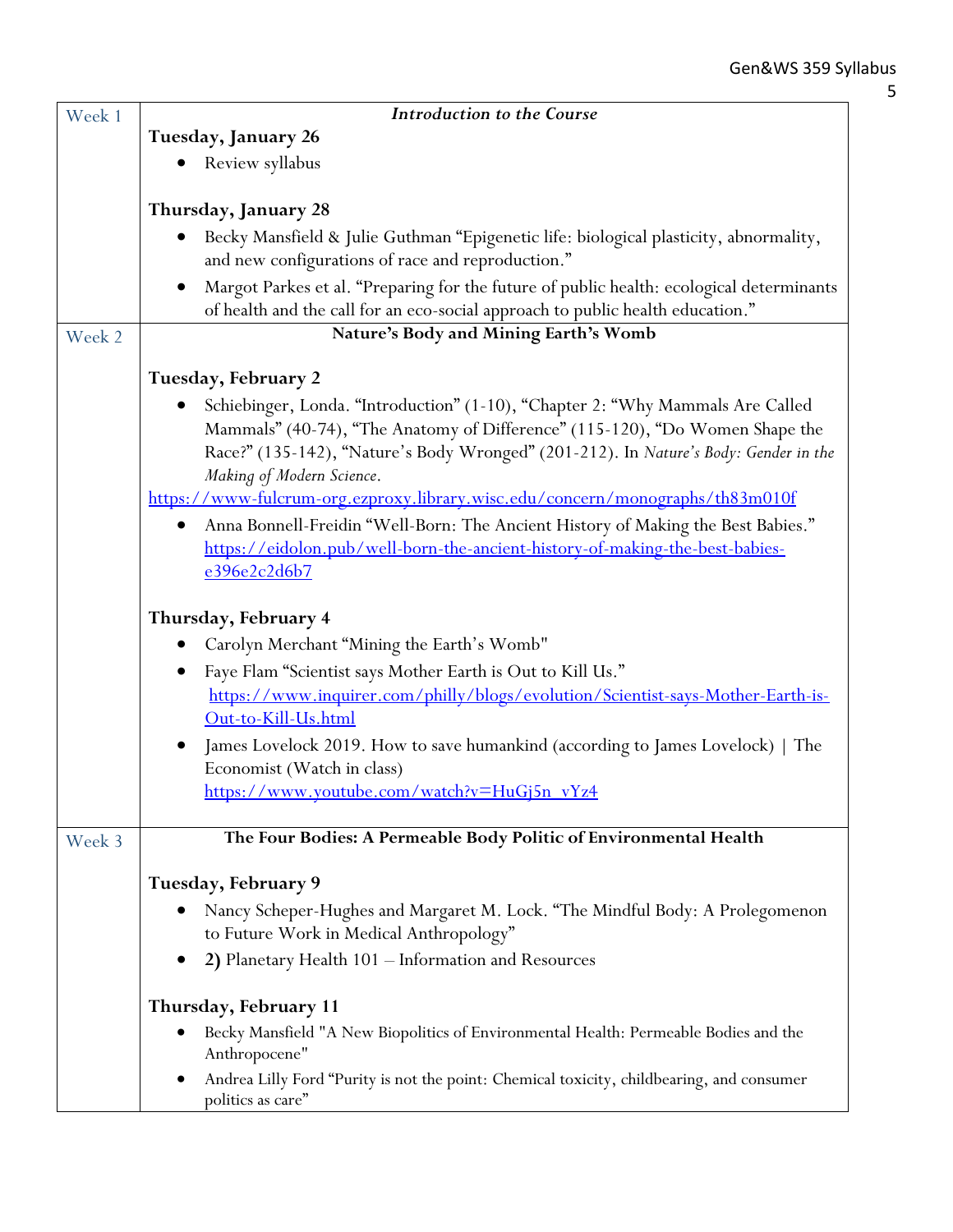| Week | |
|---|---|
| Week 1 | ***Introduction to the Course*** <br><br> **Tuesday, January 26** <br> • Review syllabus <br><br> **Thursday, January 28** <br> • Becky Mansfield & Julie Guthman "Epigenetic life: biological plasticity, abnormality, and new configurations of race and reproduction." <br> • Margot Parkes et al. "Preparing for the future of public health: ecological determinants of health and the call for an eco-social approach to public health education." |
| Week 2 | **Nature's Body and Mining Earth's Womb** <br><br> **Tuesday, February 2** <br> • Schiebinger, Londa. "Introduction" (1-10), "Chapter 2: "Why Mammals Are Called Mammals" (40-74), "The Anatomy of Difference" (115-120), "Do Women Shape the Race?" (135-142), "Nature's Body Wronged" (201-212). In *Nature's Body: Gender in the Making of Modern Science*. <br> https://www-fulcrum-org.ezproxy.library.wisc.edu/concern/monographs/th83m010f <br> • Anna Bonnell-Freidin "Well-Born: The Ancient History of Making the Best Babies." https://eidolon.pub/well-born-the-ancient-history-of-making-the-best-babies-e396e2c2d6b7 <br><br> **Thursday, February 4** <br> • Carolyn Merchant "Mining the Earth's Womb" <br> • Faye Flam "Scientist says Mother Earth is Out to Kill Us." https://www.inquirer.com/philly/blogs/evolution/Scientist-says-Mother-Earth-is-Out-to-Kill-Us.html <br> • James Lovelock 2019. How to save humankind (according to James Lovelock) \| The Economist (Watch in class) https://www.youtube.com/watch?v=HuGj5n_vYz4 |
| Week 3 | **The Four Bodies: A Permeable Body Politic of Environmental Health** <br><br> **Tuesday, February 9** <br> • Nancy Scheper-Hughes and Margaret M. Lock. "The Mindful Body: A Prolegomenon to Future Work in Medical Anthropology" <br> • **2)** Planetary Health 101 – Information and Resources <br><br> **Thursday, February 11** <br> • Becky Mansfield "A New Biopolitics of Environmental Health: Permeable Bodies and the Anthropocene" <br> • Andrea Lilly Ford "Purity is not the point: Chemical toxicity, childbearing, and consumer politics as care" |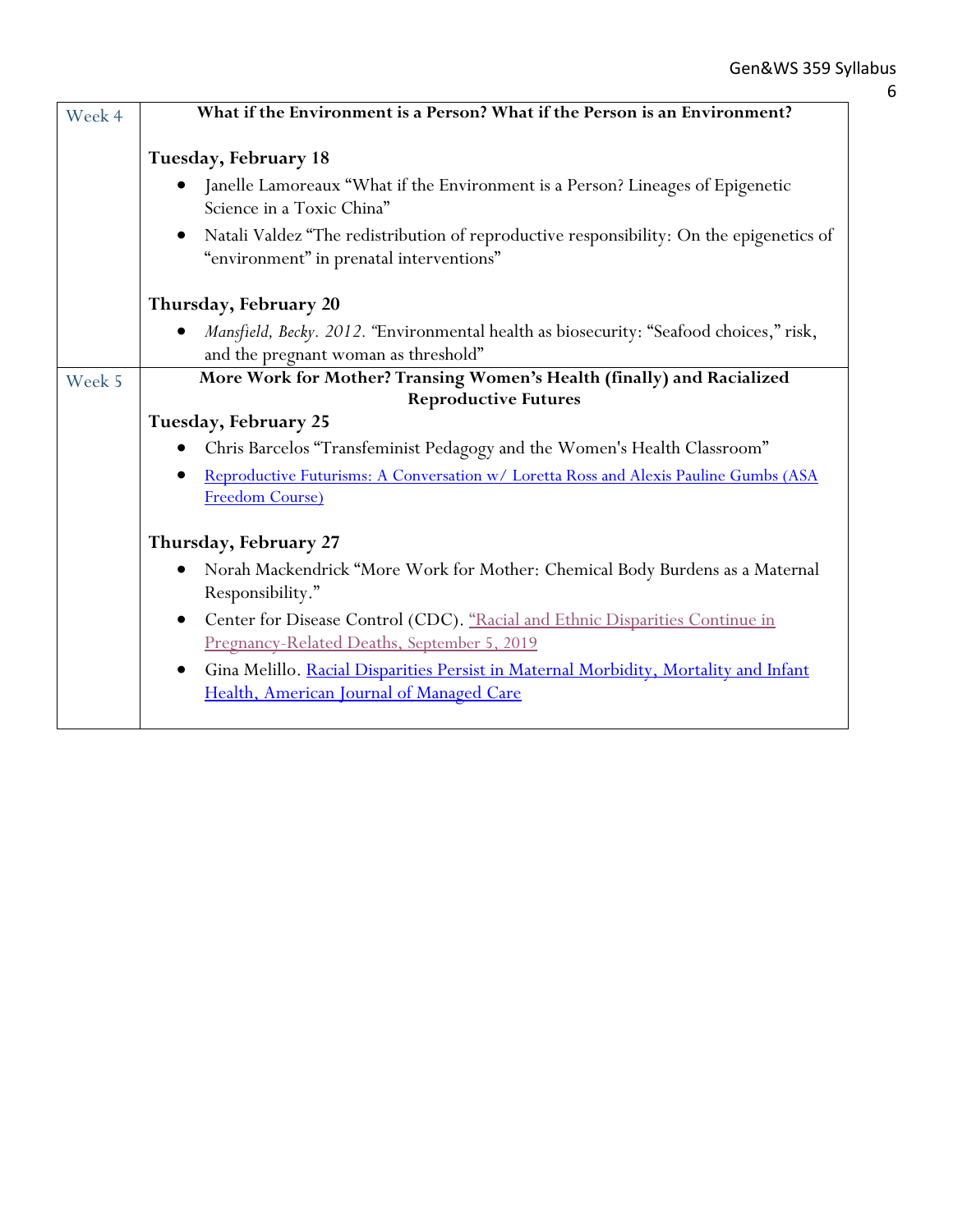| Week | Content |
|---|---|
| Week 4 | **What if the Environment is a Person? What if the Person is an Environment?**<br><br>**Tuesday, February 18**<br>• Janelle Lamoreaux "What if the Environment is a Person? Lineages of Epigenetic Science in a Toxic China"<br>• Natali Valdez "The redistribution of reproductive responsibility: On the epigenetics of "environment" in prenatal interventions"<br><br>**Thursday, February 20**<br>• *Mansfield, Becky. 2012. "*Environmental health as biosecurity: "Seafood choices," risk, and the pregnant woman as threshold" |
| Week 5 | **More Work for Mother? Transing Women's Health (finally) and Racialized Reproductive Futures**<br><br>**Tuesday, February 25**<br>• Chris Barcelos "Transfeminist Pedagogy and the Women's Health Classroom"<br>• Reproductive Futurisms: A Conversation w/ Loretta Ross and Alexis Pauline Gumbs (ASA Freedom Course)<br><br>**Thursday, February 27**<br>• Norah Mackendrick "More Work for Mother: Chemical Body Burdens as a Maternal Responsibility."<br>• Center for Disease Control (CDC). "Racial and Ethnic Disparities Continue in Pregnancy-Related Deaths, September 5, 2019<br>• Gina Melillo. Racial Disparities Persist in Maternal Morbidity, Mortality and Infant Health, American Journal of Managed Care |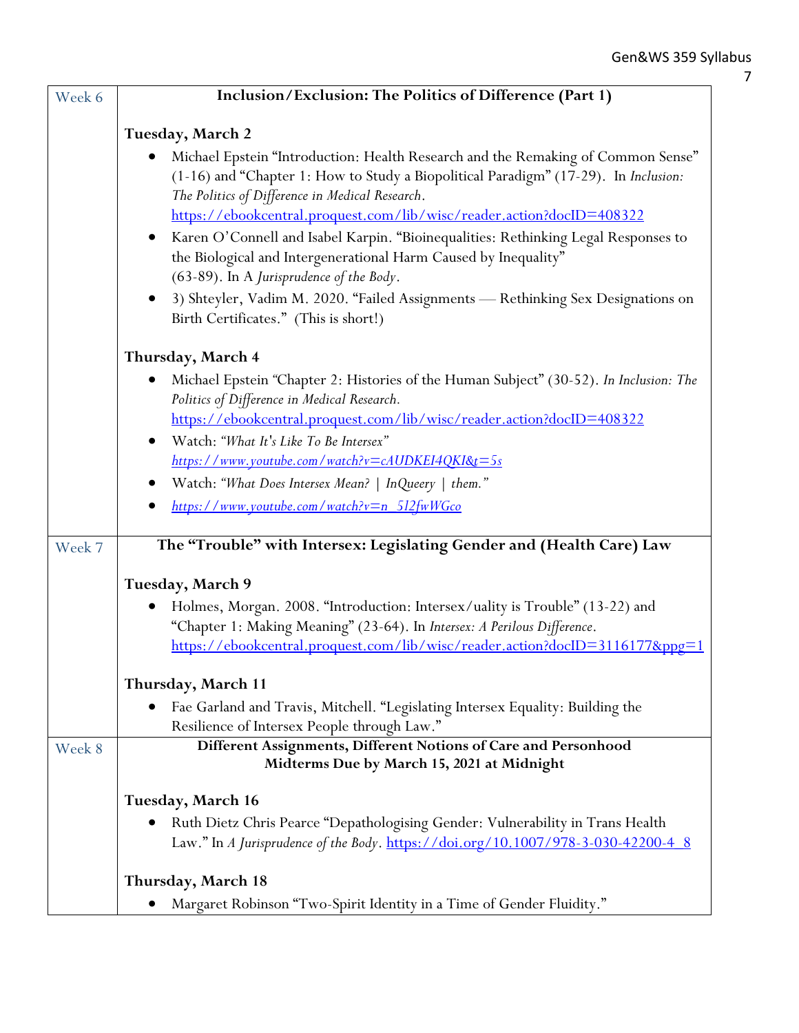| Week | |
|---|---|
| Week 6 | **Inclusion/Exclusion: The Politics of Difference (Part 1)**<br><br>**Tuesday, March 2**<br>• Michael Epstein "Introduction: Health Research and the Remaking of Common Sense" (1-16) and "Chapter 1: How to Study a Biopolitical Paradigm" (17-29). In *Inclusion: The Politics of Difference in Medical Research*. https://ebookcentral.proquest.com/lib/wisc/reader.action?docID=408322<br>• Karen O'Connell and Isabel Karpin. "Bioinequalities: Rethinking Legal Responses to the Biological and Intergenerational Harm Caused by Inequality" (63-89). In A *Jurisprudence of the Body*.<br>• 3) Shteyler, Vadim M. 2020. "Failed Assignments — Rethinking Sex Designations on Birth Certificates." (This is short!)<br><br>**Thursday, March 4**<br>• Michael Epstein "Chapter 2: Histories of the Human Subject" (30-52). *In Inclusion: The Politics of Difference in Medical Research*. https://ebookcentral.proquest.com/lib/wisc/reader.action?docID=408322<br>• Watch: *"What It's Like To Be Intersex"* *https://www.youtube.com/watch?v=cAUDKEI4QKI&t=5s*<br>• Watch: *"What Does Intersex Mean? \| InQueery \| them."*<br>• *https://www.youtube.com/watch?v=n_512fwWGco* |
| Week 7 | **The "Trouble" with Intersex: Legislating Gender and (Health Care) Law**<br><br>**Tuesday, March 9**<br>• Holmes, Morgan. 2008. "Introduction: Intersex/uality is Trouble" (13-22) and "Chapter 1: Making Meaning" (23-64). In *Intersex: A Perilous Difference*. https://ebookcentral.proquest.com/lib/wisc/reader.action?docID=3116177&ppg=1<br><br>**Thursday, March 11**<br>• Fae Garland and Travis, Mitchell. "Legislating Intersex Equality: Building the Resilience of Intersex People through Law." |
| Week 8 | **Different Assignments, Different Notions of Care and Personhood**<br>**Midterms Due by March 15, 2021 at Midnight**<br><br>**Tuesday, March 16**<br>• Ruth Dietz Chris Pearce "Depathologising Gender: Vulnerability in Trans Health Law." In *A Jurisprudence of the Body*. https://doi.org/10.1007/978-3-030-42200-4_8<br><br>**Thursday, March 18**<br>• Margaret Robinson "Two-Spirit Identity in a Time of Gender Fluidity." |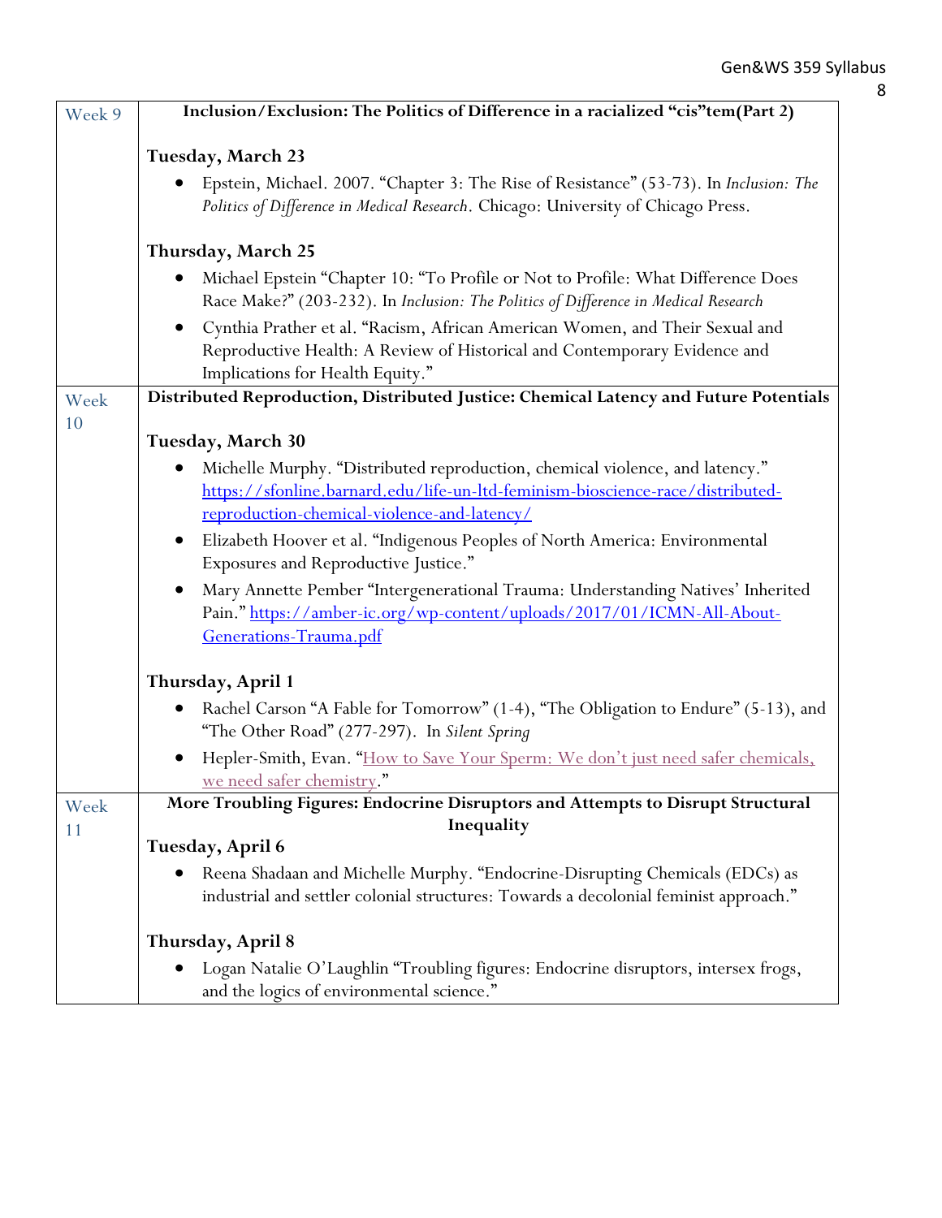| Week | Content |
|---|---|
| Week 9 | **Inclusion/Exclusion: The Politics of Difference in a racialized "cis"tem(Part 2)**<br><br>**Tuesday, March 23**<br>• Epstein, Michael. 2007. "Chapter 3: The Rise of Resistance" (53-73). In *Inclusion: The Politics of Difference in Medical Research*. Chicago: University of Chicago Press.<br><br>**Thursday, March 25**<br>• Michael Epstein "Chapter 10: "To Profile or Not to Profile: What Difference Does Race Make?" (203-232). In *Inclusion: The Politics of Difference in Medical Research*<br>• Cynthia Prather et al. "Racism, African American Women, and Their Sexual and Reproductive Health: A Review of Historical and Contemporary Evidence and Implications for Health Equity." |
| Week 10 | **Distributed Reproduction, Distributed Justice: Chemical Latency and Future Potentials**<br><br>**Tuesday, March 30**<br>• Michelle Murphy. "Distributed reproduction, chemical violence, and latency." https://sfonline.barnard.edu/life-un-ltd-feminism-bioscience-race/distributed-reproduction-chemical-violence-and-latency/<br>• Elizabeth Hoover et al. "Indigenous Peoples of North America: Environmental Exposures and Reproductive Justice."<br>• Mary Annette Pember "Intergenerational Trauma: Understanding Natives' Inherited Pain." https://amber-ic.org/wp-content/uploads/2017/01/ICMN-All-About-Generations-Trauma.pdf<br><br>**Thursday, April 1**<br>• Rachel Carson "A Fable for Tomorrow" (1-4), "The Obligation to Endure" (5-13), and "The Other Road" (277-297). In *Silent Spring*<br>• Hepler-Smith, Evan. "How to Save Your Sperm: We don't just need safer chemicals, we need safer chemistry." |
| Week 11 | **More Troubling Figures: Endocrine Disruptors and Attempts to Disrupt Structural Inequality**<br><br>**Tuesday, April 6**<br>• Reena Shadaan and Michelle Murphy. "Endocrine-Disrupting Chemicals (EDCs) as industrial and settler colonial structures: Towards a decolonial feminist approach."<br><br>**Thursday, April 8**<br>• Logan Natalie O'Laughlin "Troubling figures: Endocrine disruptors, intersex frogs, and the logics of environmental science." |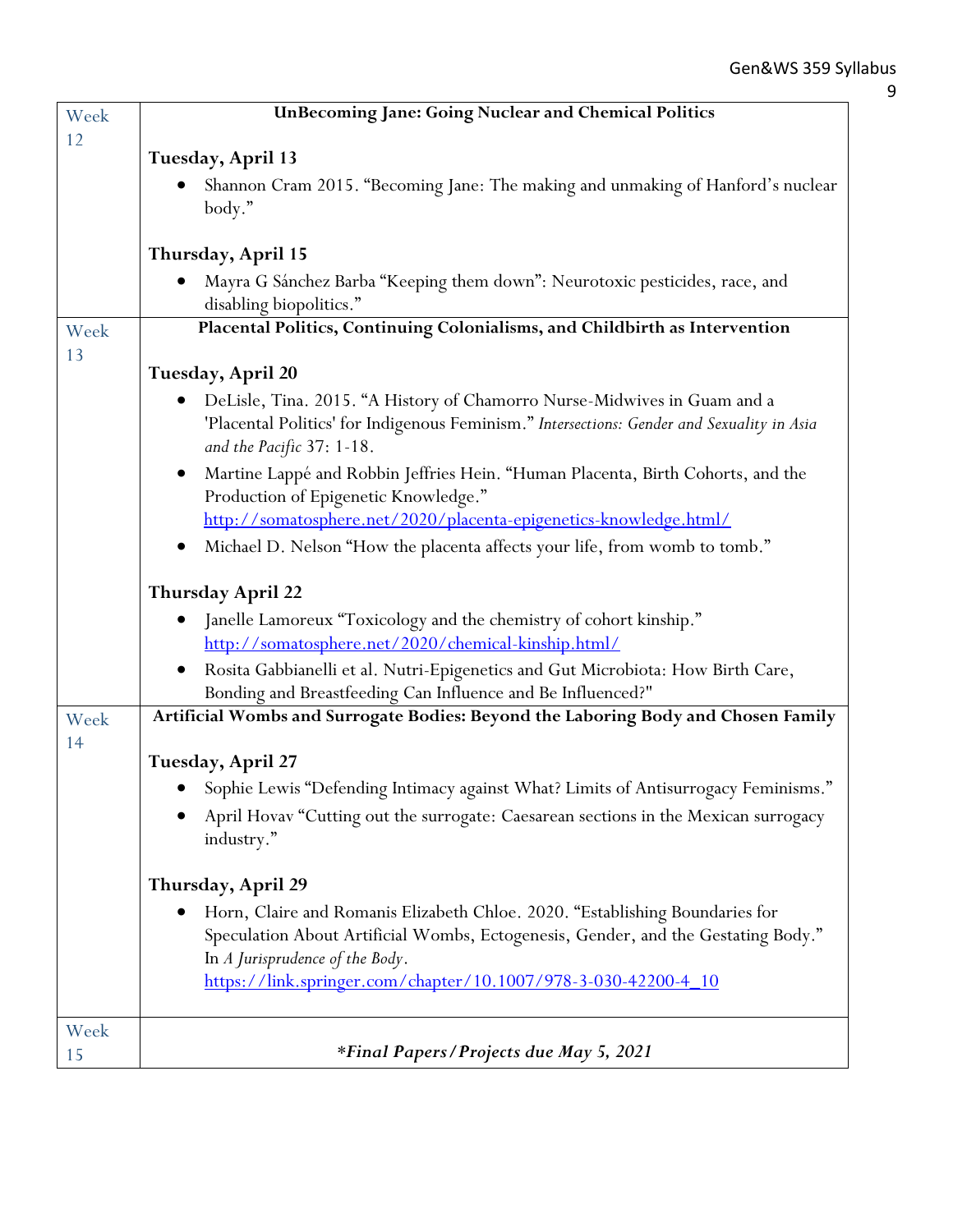| | |
|---|---|
| Week 12 | **UnBecoming Jane: Going Nuclear and Chemical Politics**<br><br>**Tuesday, April 13**<br>• Shannon Cram 2015. "Becoming Jane: The making and unmaking of Hanford's nuclear body."<br><br>**Thursday, April 15**<br>• Mayra G Sánchez Barba "Keeping them down": Neurotoxic pesticides, race, and disabling biopolitics." |
| Week 13 | **Placental Politics, Continuing Colonialisms, and Childbirth as Intervention**<br><br>**Tuesday, April 20**<br>• DeLisle, Tina. 2015. "A History of Chamorro Nurse-Midwives in Guam and a 'Placental Politics' for Indigenous Feminism." *Intersections: Gender and Sexuality in Asia and the Pacific* 37: 1-18.<br>• Martine Lappé and Robbin Jeffries Hein. "Human Placenta, Birth Cohorts, and the Production of Epigenetic Knowledge." http://somatosphere.net/2020/placenta-epigenetics-knowledge.html/<br>• Michael D. Nelson "How the placenta affects your life, from womb to tomb."<br><br>**Thursday April 22**<br>• Janelle Lamoreux "Toxicology and the chemistry of cohort kinship." http://somatosphere.net/2020/chemical-kinship.html/<br>• Rosita Gabbianelli et al. Nutri-Epigenetics and Gut Microbiota: How Birth Care, Bonding and Breastfeeding Can Influence and Be Influenced?" |
| Week 14 | **Artificial Wombs and Surrogate Bodies: Beyond the Laboring Body and Chosen Family**<br><br>**Tuesday, April 27**<br>• Sophie Lewis "Defending Intimacy against What? Limits of Antisurrogacy Feminisms."<br>• April Hovav "Cutting out the surrogate: Caesarean sections in the Mexican surrogacy industry."<br><br>**Thursday, April 29**<br>• Horn, Claire and Romanis Elizabeth Chloe. 2020. "Establishing Boundaries for Speculation About Artificial Wombs, Ectogenesis, Gender, and the Gestating Body." In *A Jurisprudence of the Body*. https://link.springer.com/chapter/10.1007/978-3-030-42200-4_10 |
| Week 15 | ***Final Papers/Projects due May 5, 2021*** |